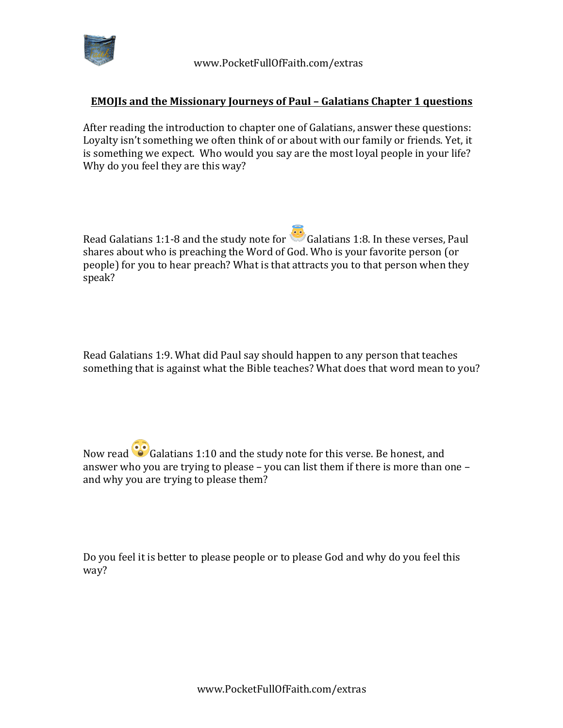## EMOJIs and the Missionary Journeys of Paul – Galatians Chapter 1 questions

After reading the introduction to chapter one of Galatians, answer these questions: Loyalty isn't something we often think of or about with our family or friends. Yet, it is something we expect. Who would you say are the most loyal people in your life? Why do you feel they are this way?

Read Galatians 1:1-8 and the study note for 👼 Galatians 1:8. In these verses, Paul shares about who is preaching the Word of God. Who is your favorite person (or people) for you to hear preach? What is that attracts you to that person when they speak?

Read Galatians 1:9. What did Paul say should happen to any person that teaches something that is against what the Bible teaches? What does that word mean to you?

Now read 😳 Galatians 1:10 and the study note for this verse. Be honest, and answer who you are trying to please – you can list them if there is more than one – and why you are trying to please them?

Do you feel it is better to please people or to please God and why do you feel this way?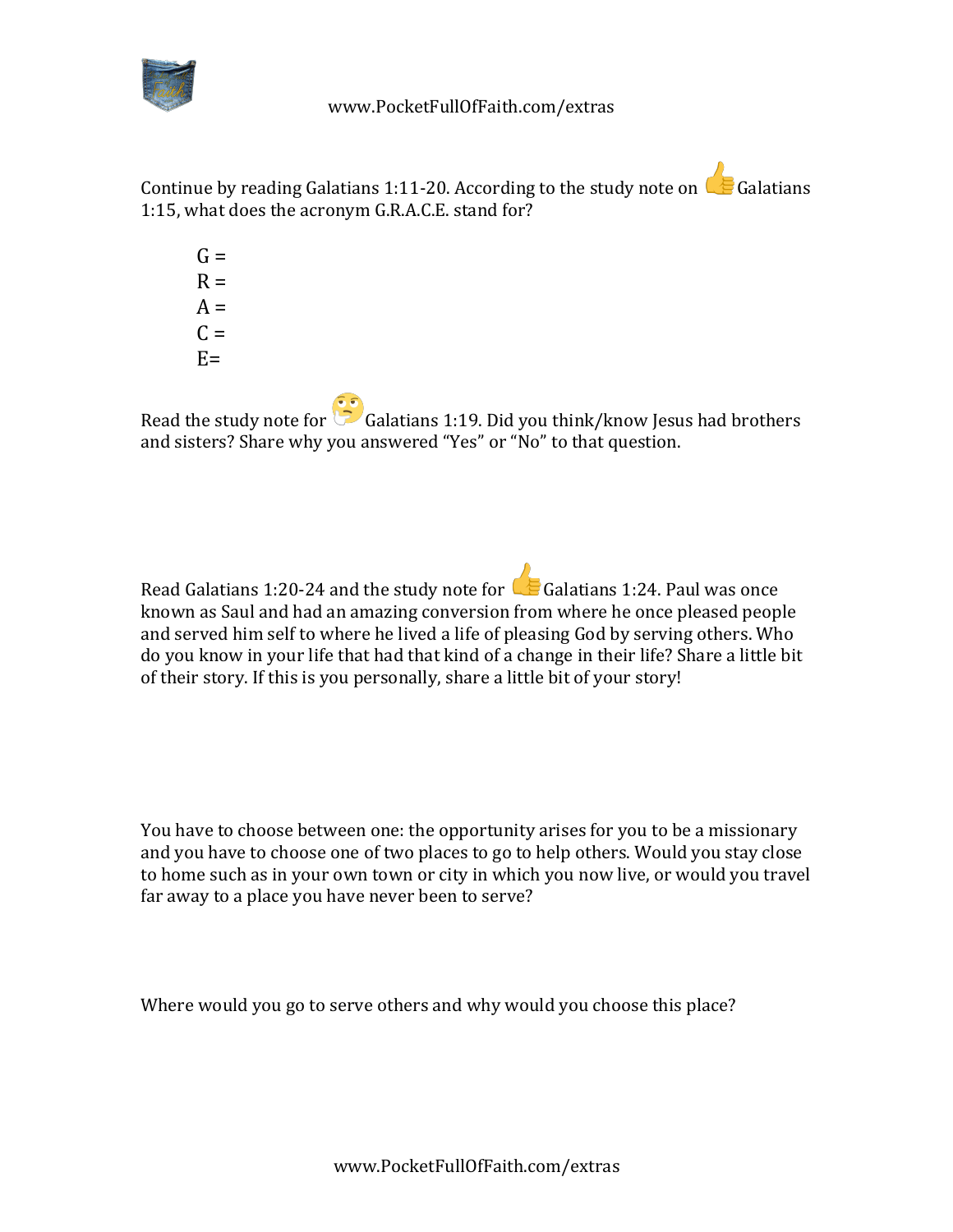Continue by reading Galatians 1:11-20. According to the study note on 👍 Galatians 1:15, what does the acronym G.R.A.C.E. stand for?

G =
R =
A =
C =
E=

Read the study note for 🤔 Galatians 1:19. Did you think/know Jesus had brothers and sisters? Share why you answered "Yes" or "No" to that question.

Read Galatians 1:20-24 and the study note for 👍 Galatians 1:24. Paul was once known as Saul and had an amazing conversion from where he once pleased people and served him self to where he lived a life of pleasing God by serving others. Who do you know in your life that had that kind of a change in their life? Share a little bit of their story. If this is you personally, share a little bit of your story!

You have to choose between one: the opportunity arises for you to be a missionary and you have to choose one of two places to go to help others. Would you stay close to home such as in your own town or city in which you now live, or would you travel far away to a place you have never been to serve?

Where would you go to serve others and why would you choose this place?